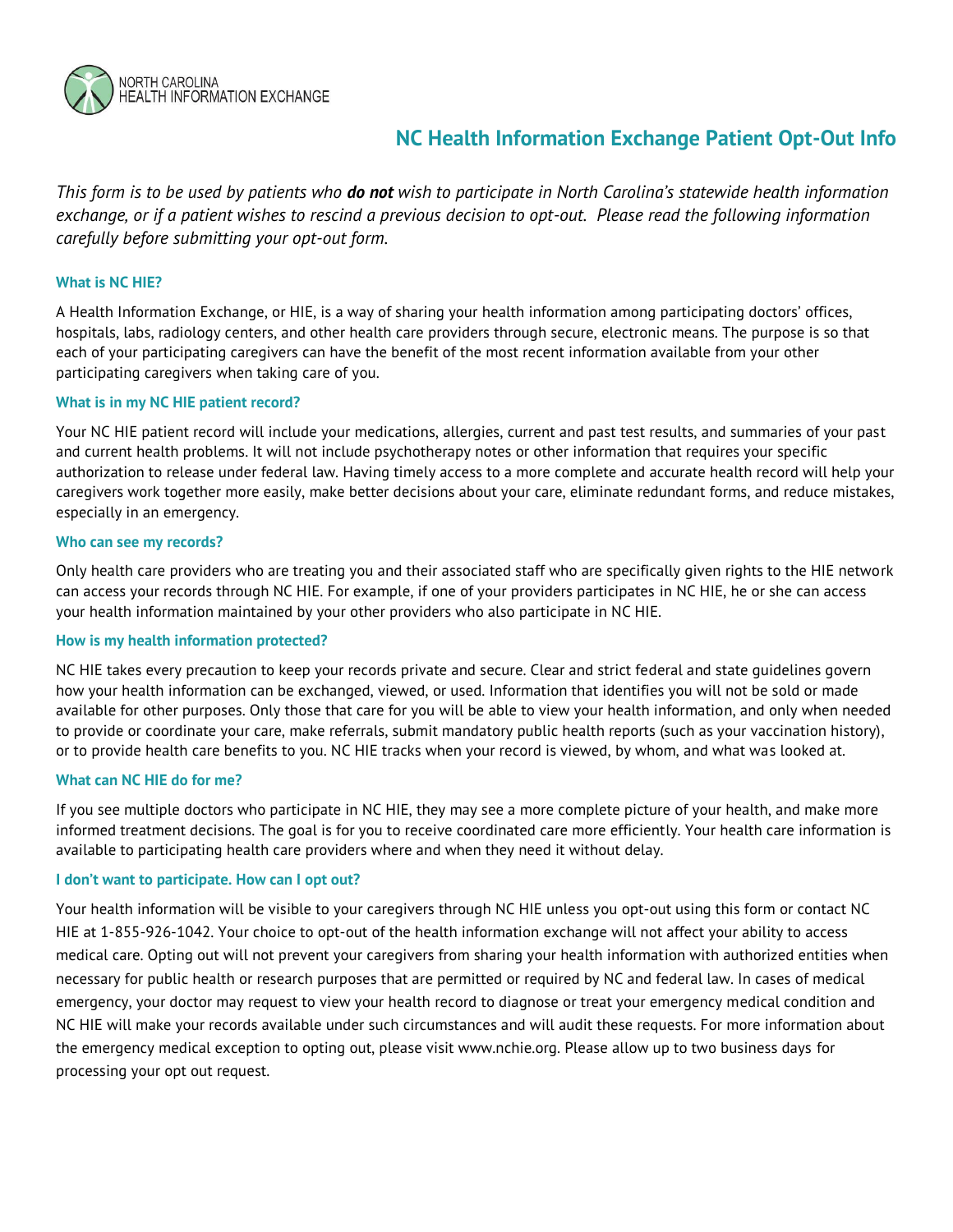NORTH CAROLINA
HEALTH INFORMATION EXCHANGE

# NC Health Information Exchange Patient Opt-Out Info

*This form is to be used by patients who **do not** wish to participate in North Carolina's statewide health information exchange, or if a patient wishes to rescind a previous decision to opt-out. Please read the following information carefully before submitting your opt-out form.*

### What is NC HIE?

A Health Information Exchange, or HIE, is a way of sharing your health information among participating doctors' offices, hospitals, labs, radiology centers, and other health care providers through secure, electronic means. The purpose is so that each of your participating caregivers can have the benefit of the most recent information available from your other participating caregivers when taking care of you.

### What is in my NC HIE patient record?

Your NC HIE patient record will include your medications, allergies, current and past test results, and summaries of your past and current health problems. It will not include psychotherapy notes or other information that requires your specific authorization to release under federal law. Having timely access to a more complete and accurate health record will help your caregivers work together more easily, make better decisions about your care, eliminate redundant forms, and reduce mistakes, especially in an emergency.

### Who can see my records?

Only health care providers who are treating you and their associated staff who are specifically given rights to the HIE network can access your records through NC HIE. For example, if one of your providers participates in NC HIE, he or she can access your health information maintained by your other providers who also participate in NC HIE.

### How is my health information protected?

NC HIE takes every precaution to keep your records private and secure. Clear and strict federal and state guidelines govern how your health information can be exchanged, viewed, or used. Information that identifies you will not be sold or made available for other purposes. Only those that care for you will be able to view your health information, and only when needed to provide or coordinate your care, make referrals, submit mandatory public health reports (such as your vaccination history), or to provide health care benefits to you. NC HIE tracks when your record is viewed, by whom, and what was looked at.

### What can NC HIE do for me?

If you see multiple doctors who participate in NC HIE, they may see a more complete picture of your health, and make more informed treatment decisions. The goal is for you to receive coordinated care more efficiently. Your health care information is available to participating health care providers where and when they need it without delay.

### I don't want to participate. How can I opt out?

Your health information will be visible to your caregivers through NC HIE unless you opt-out using this form or contact NC HIE at 1-855-926-1042. Your choice to opt-out of the health information exchange will not affect your ability to access medical care. Opting out will not prevent your caregivers from sharing your health information with authorized entities when necessary for public health or research purposes that are permitted or required by NC and federal law. In cases of medical emergency, your doctor may request to view your health record to diagnose or treat your emergency medical condition and NC HIE will make your records available under such circumstances and will audit these requests. For more information about the emergency medical exception to opting out, please visit www.nchie.org. Please allow up to two business days for processing your opt out request.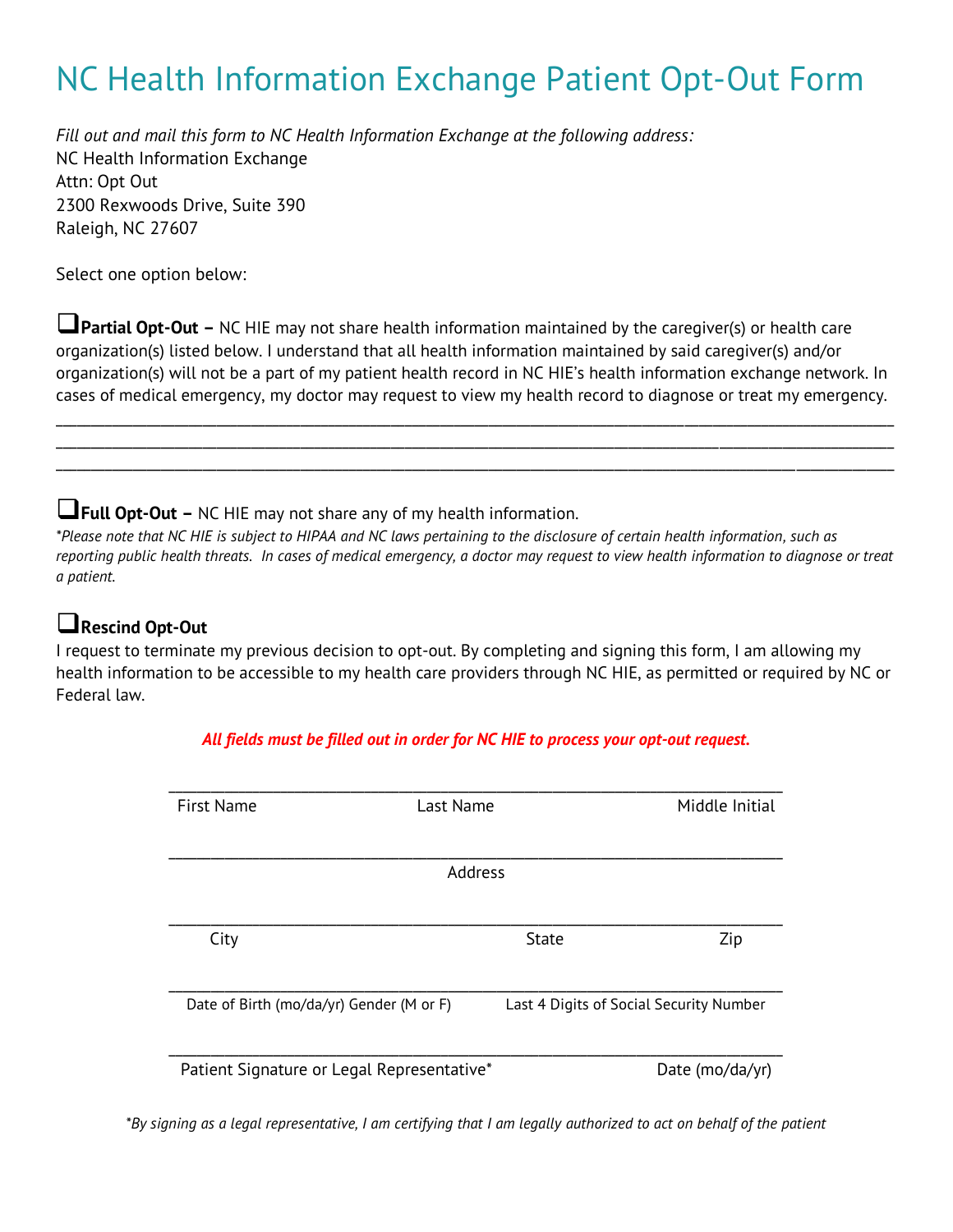# NC Health Information Exchange Patient Opt-Out Form

*Fill out and mail this form to NC Health Information Exchange at the following address:*
NC Health Information Exchange
Attn: Opt Out
2300 Rexwoods Drive, Suite 390
Raleigh, NC 27607

Select one option below:

❑ **Partial Opt-Out –** NC HIE may not share health information maintained by the caregiver(s) or health care organization(s) listed below. I understand that all health information maintained by said caregiver(s) and/or organization(s) will not be a part of my patient health record in NC HIE's health information exchange network. In cases of medical emergency, my doctor may request to view my health record to diagnose or treat my emergency.

\_\_\_\_\_\_\_\_\_\_\_\_\_\_\_\_\_\_\_\_\_\_\_\_\_\_\_\_\_\_\_\_\_\_\_\_\_\_\_\_\_\_\_\_\_\_\_\_\_\_\_\_\_\_\_\_\_\_\_\_\_\_\_\_\_\_\_\_\_\_\_\_\_\_\_\_\_\_

\_\_\_\_\_\_\_\_\_\_\_\_\_\_\_\_\_\_\_\_\_\_\_\_\_\_\_\_\_\_\_\_\_\_\_\_\_\_\_\_\_\_\_\_\_\_\_\_\_\_\_\_\_\_\_\_\_\_\_\_\_\_\_\_\_\_\_\_\_\_\_\_\_\_\_\_\_\_

\_\_\_\_\_\_\_\_\_\_\_\_\_\_\_\_\_\_\_\_\_\_\_\_\_\_\_\_\_\_\_\_\_\_\_\_\_\_\_\_\_\_\_\_\_\_\_\_\_\_\_\_\_\_\_\_\_\_\_\_\_\_\_\_\_\_\_\_\_\_\_\_\_\_\_\_\_\_

❑ **Full Opt-Out –** NC HIE may not share any of my health information.

*\*Please note that NC HIE is subject to HIPAA and NC laws pertaining to the disclosure of certain health information, such as reporting public health threats. In cases of medical emergency, a doctor may request to view health information to diagnose or treat a patient.*

❑ **Rescind Opt-Out**

I request to terminate my previous decision to opt-out. By completing and signing this form, I am allowing my health information to be accessible to my health care providers through NC HIE, as permitted or required by NC or Federal law.

***All fields must be filled out in order for NC HIE to process your opt-out request.***

\_\_\_\_\_\_\_\_\_\_\_\_\_\_\_\_\_\_\_\_\_\_\_\_\_\_\_\_\_\_\_\_\_\_\_\_\_\_\_\_\_\_\_\_\_\_\_\_\_\_\_\_\_\_\_\_\_\_\_\_

First Name Last Name Middle Initial

\_\_\_\_\_\_\_\_\_\_\_\_\_\_\_\_\_\_\_\_\_\_\_\_\_\_\_\_\_\_\_\_\_\_\_\_\_\_\_\_\_\_\_\_\_\_\_\_\_\_\_\_\_\_\_\_\_\_\_\_

Address

\_\_\_\_\_\_\_\_\_\_\_\_\_\_\_\_\_\_\_\_\_\_\_\_\_\_\_\_\_\_\_\_\_\_\_\_\_\_\_\_\_\_\_\_\_\_\_\_\_\_\_\_\_\_\_\_\_\_\_\_

City State Zip

\_\_\_\_\_\_\_\_\_\_\_\_\_\_\_\_\_\_\_\_\_\_\_\_\_\_\_\_\_\_\_\_\_\_\_\_\_\_\_\_\_\_\_\_\_\_\_\_\_\_\_\_\_\_\_\_\_\_\_\_

Date of Birth (mo/da/yr) Gender (M or F) Last 4 Digits of Social Security Number

\_\_\_\_\_\_\_\_\_\_\_\_\_\_\_\_\_\_\_\_\_\_\_\_\_\_\_\_\_\_\_\_\_\_\_\_\_\_\_\_\_\_\_\_\_\_\_\_\_\_\_\_\_\_\_\_\_\_\_\_

Patient Signature or Legal Representative\* Date (mo/da/yr)

*\*By signing as a legal representative, I am certifying that I am legally authorized to act on behalf of the patient*